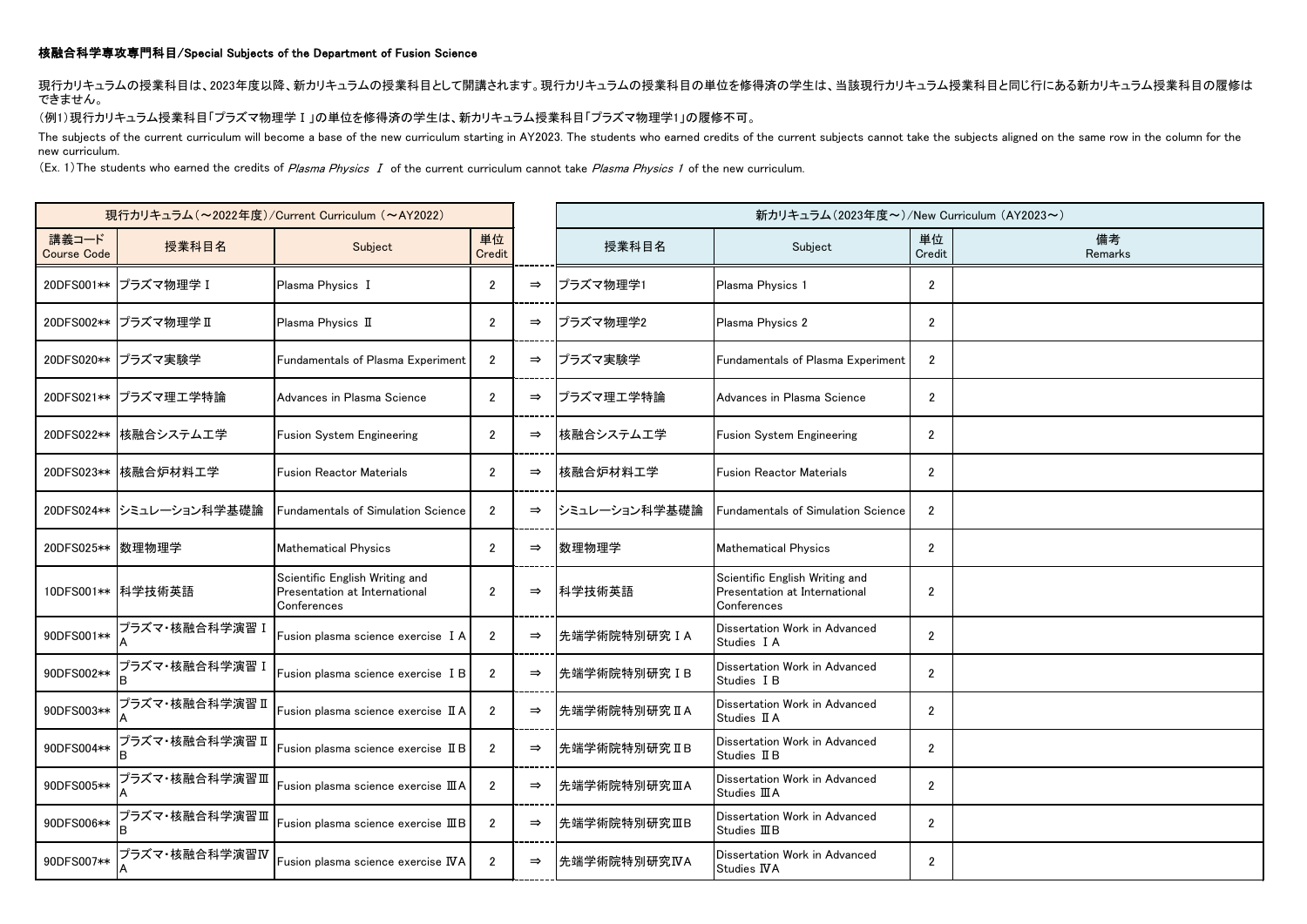**核融合科学専攻専門科目/Special Subjects of the Department of Fusion Science**

現行カリキュラムの授業科目は、2023年度以降、新カリキュラムの授業科目として開講されます。現行カリキュラムの授業科目の単位を修得済の学生は、当該現行カリキュラム授業科目と同じ行にある新カリキュラム授業科目の履修はできません。

（例1）現行カリキュラム授業科目「プラズマ物理学Ⅰ」の単位を修得済の学生は、新カリキュラム授業科目「プラズマ物理学1」の履修不可。

The subjects of the current curriculum will become a base of the new curriculum starting in AY2023. The students who earned credits of the current subjects cannot take the subjects aligned on the same row in the column for the new curriculum.

（Ex. 1）The students who earned the credits of *Plasma Physics Ⅰ* of the current curriculum cannot take *Plasma Physics 1* of the new curriculum.

| 現行カリキュラム（～2022年度）/Current Curriculum （～AY2022） | | | | | 新カリキュラム（2023年度～）/New Curriculum （AY2023～） | | | |
|---|---|---|---|---|---|---|---|---|
| 講義コード Course Code | 授業科目名 | Subject | 単位 Credit | | 授業科目名 | Subject | 単位 Credit | 備考 Remarks |
| 20DFS001** | プラズマ物理学Ⅰ | Plasma Physics Ⅰ | 2 | ⇒ | プラズマ物理学1 | Plasma Physics 1 | 2 | |
| 20DFS002** | プラズマ物理学Ⅱ | Plasma Physics Ⅱ | 2 | ⇒ | プラズマ物理学2 | Plasma Physics 2 | 2 | |
| 20DFS020** | プラズマ実験学 | Fundamentals of Plasma Experiment | 2 | ⇒ | プラズマ実験学 | Fundamentals of Plasma Experiment | 2 | |
| 20DFS021** | プラズマ理工学特論 | Advances in Plasma Science | 2 | ⇒ | プラズマ理工学特論 | Advances in Plasma Science | 2 | |
| 20DFS022** | 核融合システム工学 | Fusion System Engineering | 2 | ⇒ | 核融合システム工学 | Fusion System Engineering | 2 | |
| 20DFS023** | 核融合炉材料工学 | Fusion Reactor Materials | 2 | ⇒ | 核融合炉材料工学 | Fusion Reactor Materials | 2 | |
| 20DFS024** | シミュレーション科学基礎論 | Fundamentals of Simulation Science | 2 | ⇒ | シミュレーション科学基礎論 | Fundamentals of Simulation Science | 2 | |
| 20DFS025** | 数理物理学 | Mathematical Physics | 2 | ⇒ | 数理物理学 | Mathematical Physics | 2 | |
| 10DFS001** | 科学技術英語 | Scientific English Writing and Presentation at International Conferences | 2 | ⇒ | 科学技術英語 | Scientific English Writing and Presentation at International Conferences | 2 | |
| 90DFS001** | プラズマ・核融合科学演習ⅠA | Fusion plasma science exercise ⅠA | 2 | ⇒ | 先端学術院特別研究ⅠA | Dissertation Work in Advanced Studies ⅠA | 2 | |
| 90DFS002** | プラズマ・核融合科学演習ⅠB | Fusion plasma science exercise ⅠB | 2 | ⇒ | 先端学術院特別研究ⅠB | Dissertation Work in Advanced Studies ⅠB | 2 | |
| 90DFS003** | プラズマ・核融合科学演習ⅡA | Fusion plasma science exercise ⅡA | 2 | ⇒ | 先端学術院特別研究ⅡA | Dissertation Work in Advanced Studies ⅡA | 2 | |
| 90DFS004** | プラズマ・核融合科学演習ⅡB | Fusion plasma science exercise ⅡB | 2 | ⇒ | 先端学術院特別研究ⅡB | Dissertation Work in Advanced Studies ⅡB | 2 | |
| 90DFS005** | プラズマ・核融合科学演習ⅢA | Fusion plasma science exercise ⅢA | 2 | ⇒ | 先端学術院特別研究ⅢA | Dissertation Work in Advanced Studies ⅢA | 2 | |
| 90DFS006** | プラズマ・核融合科学演習ⅢB | Fusion plasma science exercise ⅢB | 2 | ⇒ | 先端学術院特別研究ⅢB | Dissertation Work in Advanced Studies ⅢB | 2 | |
| 90DFS007** | プラズマ・核融合科学演習ⅣA | Fusion plasma science exercise ⅣA | 2 | ⇒ | 先端学術院特別研究ⅣA | Dissertation Work in Advanced Studies ⅣA | 2 | |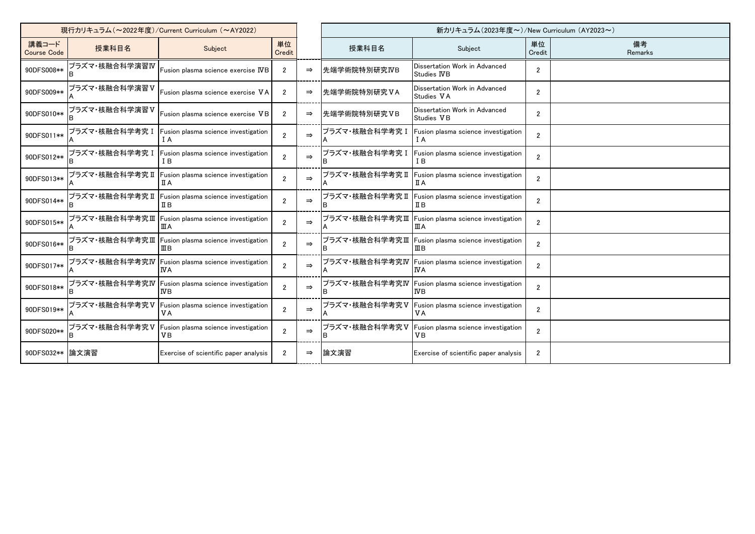| 現行カリキュラム（～2022年度）/Current Curriculum （～AY2022） | | | | | 新カリキュラム（2023年度～）/New Curriculum （AY2023～） | | | |
|---|---|---|---|---|---|---|---|---|
| 講義コード Course Code | 授業科目名 | Subject | 単位 Credit | | 授業科目名 | Subject | 単位 Credit | 備考 Remarks |
| 90DFS008** | プラズマ・核融合科学演習ⅣB | Fusion plasma science exercise ⅣB | 2 | ⇒ | 先端学術院特別研究ⅣB | Dissertation Work in Advanced Studies ⅣB | 2 | |
| 90DFS009** | プラズマ・核融合科学演習ⅤA | Fusion plasma science exercise ⅤA | 2 | ⇒ | 先端学術院特別研究ⅤA | Dissertation Work in Advanced Studies ⅤA | 2 | |
| 90DFS010** | プラズマ・核融合科学演習ⅤB | Fusion plasma science exercise ⅤB | 2 | ⇒ | 先端学術院特別研究ⅤB | Dissertation Work in Advanced Studies ⅤB | 2 | |
| 90DFS011** | プラズマ・核融合科学考究ⅠA | Fusion plasma science investigation ⅠA | 2 | ⇒ | プラズマ・核融合科学考究ⅠA | Fusion plasma science investigation ⅠA | 2 | |
| 90DFS012** | プラズマ・核融合科学考究ⅠB | Fusion plasma science investigation ⅠB | 2 | ⇒ | プラズマ・核融合科学考究ⅠB | Fusion plasma science investigation ⅠB | 2 | |
| 90DFS013** | プラズマ・核融合科学考究ⅡA | Fusion plasma science investigation ⅡA | 2 | ⇒ | プラズマ・核融合科学考究ⅡA | Fusion plasma science investigation ⅡA | 2 | |
| 90DFS014** | プラズマ・核融合科学考究ⅡB | Fusion plasma science investigation ⅡB | 2 | ⇒ | プラズマ・核融合科学考究ⅡB | Fusion plasma science investigation ⅡB | 2 | |
| 90DFS015** | プラズマ・核融合科学考究ⅢA | Fusion plasma science investigation ⅢA | 2 | ⇒ | プラズマ・核融合科学考究ⅢA | Fusion plasma science investigation ⅢA | 2 | |
| 90DFS016** | プラズマ・核融合科学考究ⅢB | Fusion plasma science investigation ⅢB | 2 | ⇒ | プラズマ・核融合科学考究ⅢB | Fusion plasma science investigation ⅢB | 2 | |
| 90DFS017** | プラズマ・核融合科学考究ⅣA | Fusion plasma science investigation ⅣA | 2 | ⇒ | プラズマ・核融合科学考究ⅣA | Fusion plasma science investigation ⅣA | 2 | |
| 90DFS018** | プラズマ・核融合科学考究ⅣB | Fusion plasma science investigation ⅣB | 2 | ⇒ | プラズマ・核融合科学考究ⅣB | Fusion plasma science investigation ⅣB | 2 | |
| 90DFS019** | プラズマ・核融合科学考究ⅤA | Fusion plasma science investigation ⅤA | 2 | ⇒ | プラズマ・核融合科学考究ⅤA | Fusion plasma science investigation ⅤA | 2 | |
| 90DFS020** | プラズマ・核融合科学考究ⅤB | Fusion plasma science investigation ⅤB | 2 | ⇒ | プラズマ・核融合科学考究ⅤB | Fusion plasma science investigation ⅤB | 2 | |
| 90DFS032** | 論文演習 | Exercise of scientific paper analysis | 2 | ⇒ | 論文演習 | Exercise of scientific paper analysis | 2 | |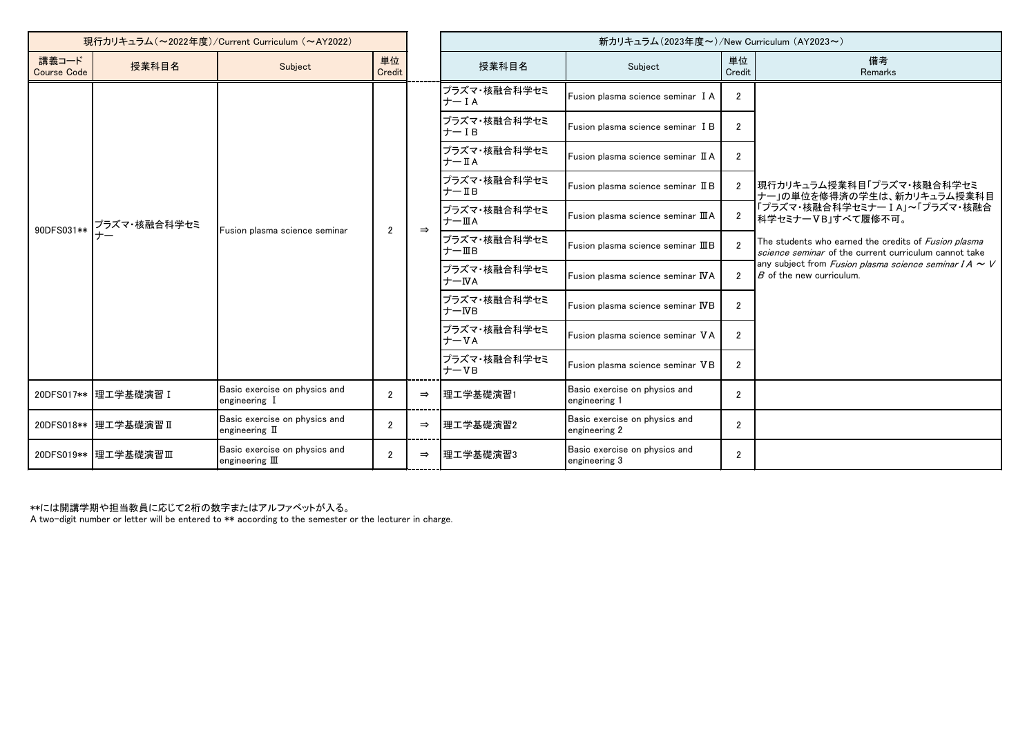| 現行カリキュラム（～2022年度）/Current Curriculum（～AY2022） | | | | | 新カリキュラム（2023年度～）/New Curriculum（AY2023～） | | | |
|---|---|---|---|---|---|---|---|---|
| 講義コード Course Code | 授業科目名 | Subject | 単位 Credit | | 授業科目名 | Subject | 単位 Credit | 備考 Remarks |
| 90DFS031** | プラズマ・核融合科学セミナー | Fusion plasma science seminar | 2 | ⇒ | プラズマ・核融合科学セミナーⅠA | Fusion plasma science seminar ⅠA | 2 | 現行カリキュラム授業科目「プラズマ・核融合科学セミナー」の単位を修得済の学生は、新カリキュラム授業科目「プラズマ・核融合科学セミナーⅠA」～「プラズマ・核融合科学セミナーⅤB」すべて履修不可。<br>The students who earned the credits of *Fusion plasma science seminar* of the current curriculum cannot take any subject from *Fusion plasma science seminar ⅠA ～ ⅤB* of the new curriculum. |
| | | | | | プラズマ・核融合科学セミナーⅠB | Fusion plasma science seminar ⅠB | 2 | |
| | | | | | プラズマ・核融合科学セミナーⅡA | Fusion plasma science seminar ⅡA | 2 | |
| | | | | | プラズマ・核融合科学セミナーⅡB | Fusion plasma science seminar ⅡB | 2 | |
| | | | | | プラズマ・核融合科学セミナーⅢA | Fusion plasma science seminar ⅢA | 2 | |
| | | | | | プラズマ・核融合科学セミナーⅢB | Fusion plasma science seminar ⅢB | 2 | |
| | | | | | プラズマ・核融合科学セミナーⅣA | Fusion plasma science seminar ⅣA | 2 | |
| | | | | | プラズマ・核融合科学セミナーⅣB | Fusion plasma science seminar ⅣB | 2 | |
| | | | | | プラズマ・核融合科学セミナーⅤA | Fusion plasma science seminar ⅤA | 2 | |
| | | | | | プラズマ・核融合科学セミナーⅤB | Fusion plasma science seminar ⅤB | 2 | |
| 20DFS017** | 理工学基礎演習Ⅰ | Basic exercise on physics and engineering Ⅰ | 2 | ⇒ | 理工学基礎演習1 | Basic exercise on physics and engineering 1 | 2 | |
| 20DFS018** | 理工学基礎演習Ⅱ | Basic exercise on physics and engineering Ⅱ | 2 | ⇒ | 理工学基礎演習2 | Basic exercise on physics and engineering 2 | 2 | |
| 20DFS019** | 理工学基礎演習Ⅲ | Basic exercise on physics and engineering Ⅲ | 2 | ⇒ | 理工学基礎演習3 | Basic exercise on physics and engineering 3 | 2 | |

**には開講学期や担当教員に応じて2桁の数字またはアルファベットが入る。
A two-digit number or letter will be entered to ** according to the semester or the lecturer in charge.